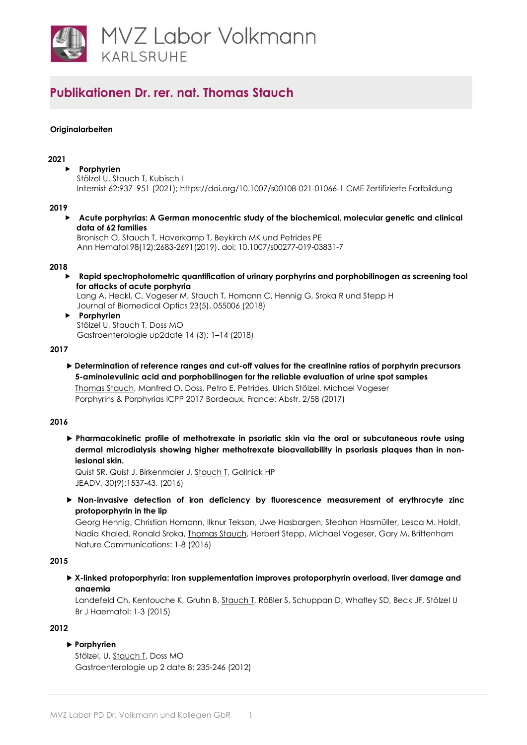# MVZ Labor Volkmann
KARLSRUHE

## Publikationen Dr. rer. nat. Thomas Stauch

### Originalarbeiten

**2021**

- **Porphyrien**
  Stölzel U, Stauch T, Kubisch I
  Internist 62:937–951 (2021); https://doi.org/10.1007/s00108-021-01066-1 CME Zertifizierte Fortbildung

**2019**

- **Acute porphyrias: A German monocentric study of the biochemical, molecular genetic and clinical data of 62 families**
  Bronisch O, Stauch T, Haverkamp T, Beykirch MK und Petrides PE
  Ann Hematol 98(12):2683-2691(2019). doi: 10.1007/s00277-019-03831-7

**2018**

- **Rapid spectrophotometric quantification of urinary porphyrins and porphobilinogen as screening tool for attacks of acute porphyria**
  Lang A, Heckl, C, Vogeser M, Stauch T, Homann C, Hennig G, Sroka R und Stepp H
  Journal of Biomedical Optics 23(5), 055006 (2018)
- **Porphyrien**
  Stölzel U, Stauch T, Doss MO
  Gastroenterologie up2date 14 (3): 1–14 (2018)

**2017**

- **Determination of reference ranges and cut-off values for the creatinine ratios of porphyrin precursors 5-aminolevulinic acid and porphobilinogen for the reliable evaluation of urine spot samples**
  Thomas Stauch, Manfred O. Doss, Petro E. Petrides, Ulrich Stölzel, Michael Vogeser
  Porphyrins & Porphyrias ICPP 2017 Bordeaux, France: Abstr. 2/58 (2017)

**2016**

- **Pharmacokinetic profile of methotrexate in psoriatic skin via the oral or subcutaneous route using dermal microdialysis showing higher methotrexate bioavailability in psoriasis plaques than in non-lesional skin.**
  Quist SR, Quist J, Birkenmaier J, Stauch T, Gollnick HP
  JEADV, 30(9):1537-43, (2016)
- **Non-invasive detection of iron deficiency by fluorescence measurement of erythrocyte zinc protoporphyrin in the lip**
  Georg Hennig, Christian Homann, Ilknur Teksan, Uwe Hasbargen, Stephan Hasmüller, Lesca M. Holdt, Nadia Khaled, Ronald Sroka, Thomas Stauch, Herbert Stepp, Michael Vogeser, Gary M. Brittenham
  Nature Communications: 1-8 (2016)

**2015**

- **X-linked protoporphyria: Iron supplementation improves protoporphyrin overload, liver damage and anaemia**
  Landefeld Ch, Kentouche K, Gruhn B, Stauch T, Rößler S, Schuppan D, Whatley SD, Beck JF, Stölzel U
  Br J Haematol: 1-3 (2015)

**2012**

- **Porphyrien**
  Stölzel, U, Stauch T, Doss MO
  Gastroenterologie up 2 date 8: 235-246 (2012)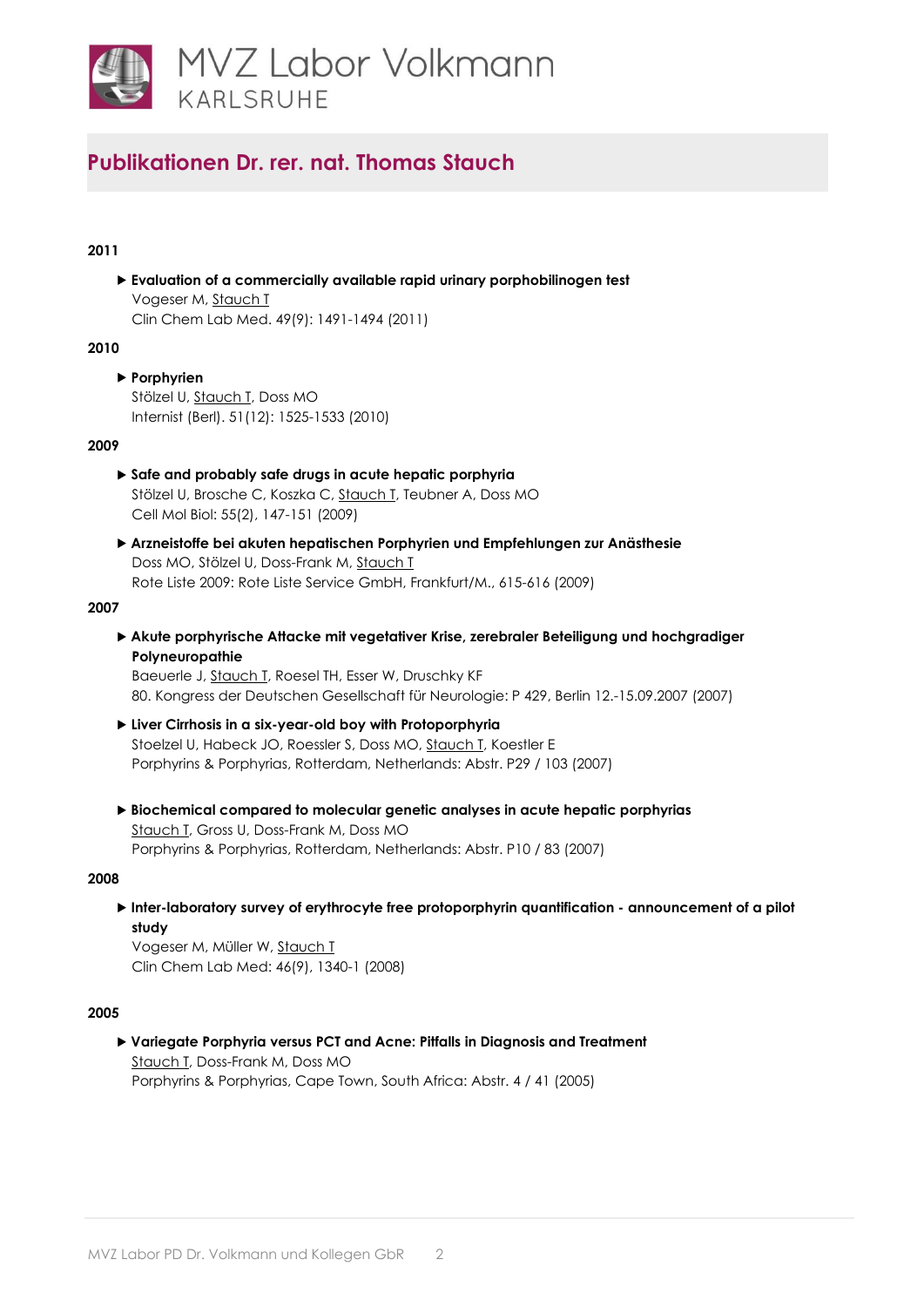# Publikationen Dr. rer. nat. Thomas Stauch

**2011**

- **Evaluation of a commercially available rapid urinary porphobilinogen test**  
  Vogeser M, Stauch T  
  Clin Chem Lab Med. 49(9): 1491-1494 (2011)

**2010**

- **Porphyrien**  
  Stölzel U, Stauch T, Doss MO  
  Internist (Berl). 51(12): 1525-1533 (2010)

**2009**

- **Safe and probably safe drugs in acute hepatic porphyria**  
  Stölzel U, Brosche C, Koszka C, Stauch T, Teubner A, Doss MO  
  Cell Mol Biol: 55(2), 147-151 (2009)

- **Arzneistoffe bei akuten hepatischen Porphyrien und Empfehlungen zur Anästhesie**  
  Doss MO, Stölzel U, Doss-Frank M, Stauch T  
  Rote Liste 2009: Rote Liste Service GmbH, Frankfurt/M., 615-616 (2009)

**2007**

- **Akute porphyrische Attacke mit vegetativer Krise, zerebraler Beteiligung und hochgradiger Polyneuropathie**  
  Baeuerle J, Stauch T, Roesel TH, Esser W, Druschky KF  
  80. Kongress der Deutschen Gesellschaft für Neurologie: P 429, Berlin 12.-15.09.2007 (2007)

- **Liver Cirrhosis in a six-year-old boy with Protoporphyria**  
  Stoelzel U, Habeck JO, Roessler S, Doss MO, Stauch T, Koestler E  
  Porphyrins & Porphyrias, Rotterdam, Netherlands: Abstr. P29 / 103 (2007)

- **Biochemical compared to molecular genetic analyses in acute hepatic porphyrias**  
  Stauch T, Gross U, Doss-Frank M, Doss MO  
  Porphyrins & Porphyrias, Rotterdam, Netherlands: Abstr. P10 / 83 (2007)

**2008**

- **Inter-laboratory survey of erythrocyte free protoporphyrin quantification - announcement of a pilot study**  
  Vogeser M, Müller W, Stauch T  
  Clin Chem Lab Med: 46(9), 1340-1 (2008)

**2005**

- **Variegate Porphyria versus PCT and Acne: Pitfalls in Diagnosis and Treatment**  
  Stauch T, Doss-Frank M, Doss MO  
  Porphyrins & Porphyrias, Cape Town, South Africa: Abstr. 4 / 41 (2005)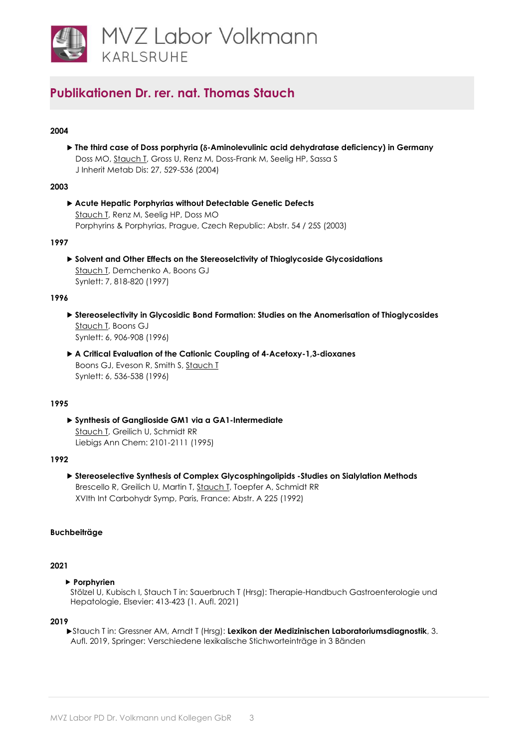# Publikationen Dr. rer. nat. Thomas Stauch

**2004**

- **The third case of Doss porphyria (δ-Aminolevulinic acid dehydratase deficiency) in Germany**
  Doss MO, Stauch T, Gross U, Renz M, Doss-Frank M, Seelig HP, Sassa S
  J Inherit Metab Dis: 27, 529-536 (2004)

**2003**

- **Acute Hepatic Porphyrias without Detectable Genetic Defects**
  Stauch T, Renz M, Seelig HP, Doss MO
  Porphyrins & Porphyrias, Prague, Czech Republic: Abstr. 54 / 25S (2003)

**1997**

- **Solvent and Other Effects on the Stereoselctivity of Thioglycoside Glycosidations**
  Stauch T, Demchenko A, Boons GJ
  Synlett: 7, 818-820 (1997)

**1996**

- **Stereoselectivity in Glycosidic Bond Formation: Studies on the Anomerisation of Thioglycosides**
  Stauch T, Boons GJ
  Synlett: 6, 906-908 (1996)
- **A Critical Evaluation of the Cationic Coupling of 4-Acetoxy-1,3-dioxanes**
  Boons GJ, Eveson R, Smith S, Stauch T
  Synlett: 6, 536-538 (1996)

**1995**

- **Synthesis of Ganglioside GM1 via a GA1-Intermediate**
  Stauch T, Greilich U, Schmidt RR
  Liebigs Ann Chem: 2101-2111 (1995)

**1992**

- **Stereoselective Synthesis of Complex Glycosphingolipids -Studies on Sialylation Methods**
  Brescello R, Greilich U, Martin T, Stauch T, Toepfer A, Schmidt RR
  XVIth Int Carbohydr Symp, Paris, France: Abstr. A 225 (1992)

**Buchbeiträge**

**2021**

- **Porphyrien**
  Stölzel U, Kubisch I, Stauch T in: Sauerbruch T (Hrsg): Therapie-Handbuch Gastroenterologie und Hepatologie, Elsevier: 413-423 (1. Aufl. 2021)

**2019**

- Stauch T in: Gressner AM, Arndt T (Hrsg): **Lexikon der Medizinischen Laboratoriumsdiagnostik**, 3. Aufl. 2019, Springer: Verschiedene lexikalische Stichworteinträge in 3 Bänden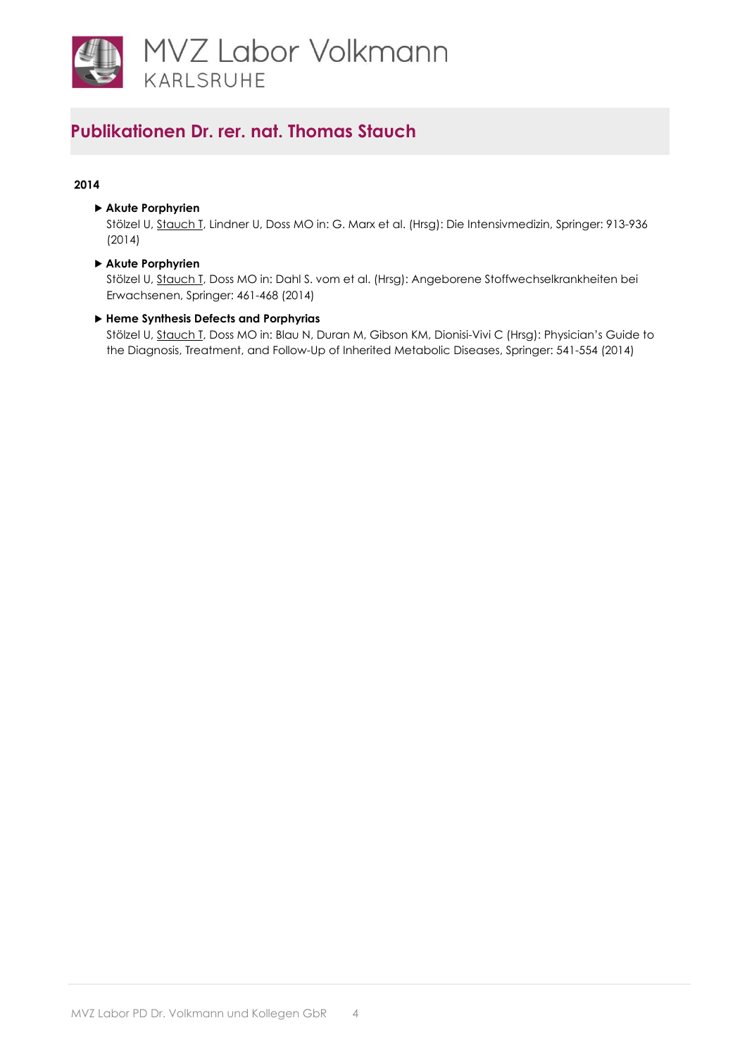# MVZ Labor Volkmann
KARLSRUHE

## Publikationen Dr. rer. nat. Thomas Stauch

**2014**

- **Akute Porphyrien**
  Stölzel U, Stauch T, Lindner U, Doss MO in: G. Marx et al. (Hrsg): Die Intensivmedizin, Springer: 913-936 (2014)

- **Akute Porphyrien**
  Stölzel U, Stauch T, Doss MO in: Dahl S. vom et al. (Hrsg): Angeborene Stoffwechselkrankheiten bei Erwachsenen, Springer: 461-468 (2014)

- **Heme Synthesis Defects and Porphyrias**
  Stölzel U, Stauch T, Doss MO in: Blau N, Duran M, Gibson KM, Dionisi-Vivi C (Hrsg): Physician's Guide to the Diagnosis, Treatment, and Follow-Up of Inherited Metabolic Diseases, Springer: 541-554 (2014)